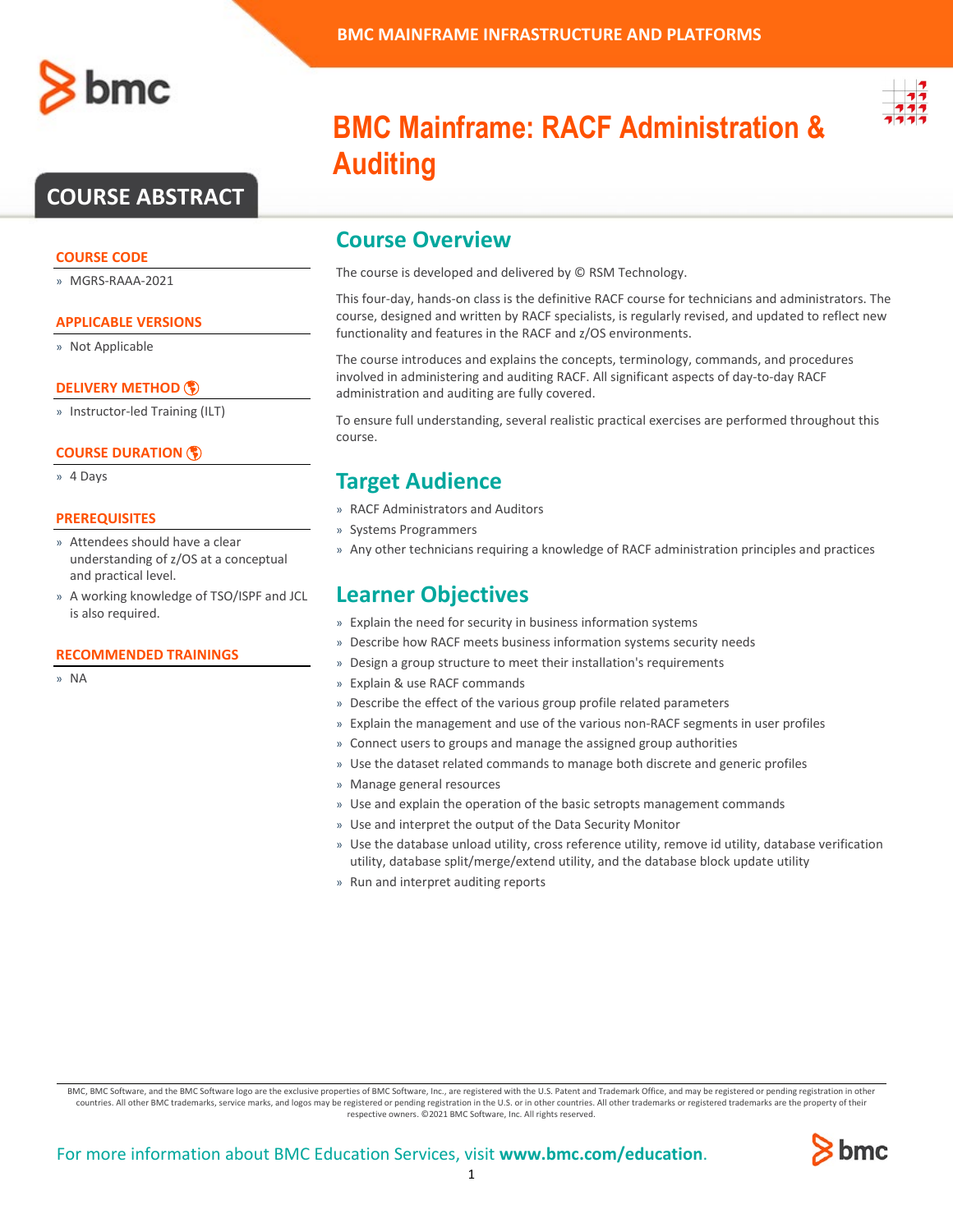# BMC Mainframe: RACF Administration & Auditing

## COURSE ABSTRACT

### COURSE CODE

- MGRS-RAAA-2021

### APPLICABLE VERSIONS

- Not Applicable

### DELIVERY METHOD

- Instructor-led Training (ILT)

### COURSE DURATION

- 4 Days

### PREREQUISITES

- Attendees should have a clear understanding of z/OS at a conceptual and practical level.
- A working knowledge of TSO/ISPF and JCL is also required.

### RECOMMENDED TRAININGS

- NA

## Course Overview

The course is developed and delivered by © RSM Technology.

This four-day, hands-on class is the definitive RACF course for technicians and administrators. The course, designed and written by RACF specialists, is regularly revised, and updated to reflect new functionality and features in the RACF and z/OS environments.

The course introduces and explains the concepts, terminology, commands, and procedures involved in administering and auditing RACF. All significant aspects of day-to-day RACF administration and auditing are fully covered.

To ensure full understanding, several realistic practical exercises are performed throughout this course.

## Target Audience

- RACF Administrators and Auditors
- Systems Programmers
- Any other technicians requiring a knowledge of RACF administration principles and practices

## Learner Objectives

- Explain the need for security in business information systems
- Describe how RACF meets business information systems security needs
- Design a group structure to meet their installation's requirements
- Explain & use RACF commands
- Describe the effect of the various group profile related parameters
- Explain the management and use of the various non-RACF segments in user profiles
- Connect users to groups and manage the assigned group authorities
- Use the dataset related commands to manage both discrete and generic profiles
- Manage general resources
- Use and explain the operation of the basic setropts management commands
- Use and interpret the output of the Data Security Monitor
- Use the database unload utility, cross reference utility, remove id utility, database verification utility, database split/merge/extend utility, and the database block update utility
- Run and interpret auditing reports

BMC, BMC Software, and the BMC Software logo are the exclusive properties of BMC Software, Inc., are registered with the U.S. Patent and Trademark Office, and may be registered or pending registration in other countries. All other BMC trademarks, service marks, and logos may be registered or pending registration in the U.S. or in other countries. All other trademarks or registered trademarks are the property of their respective owners. ©2021 BMC Software, Inc. All rights reserved.

For more information about BMC Education Services, visit **www.bmc.com/education**.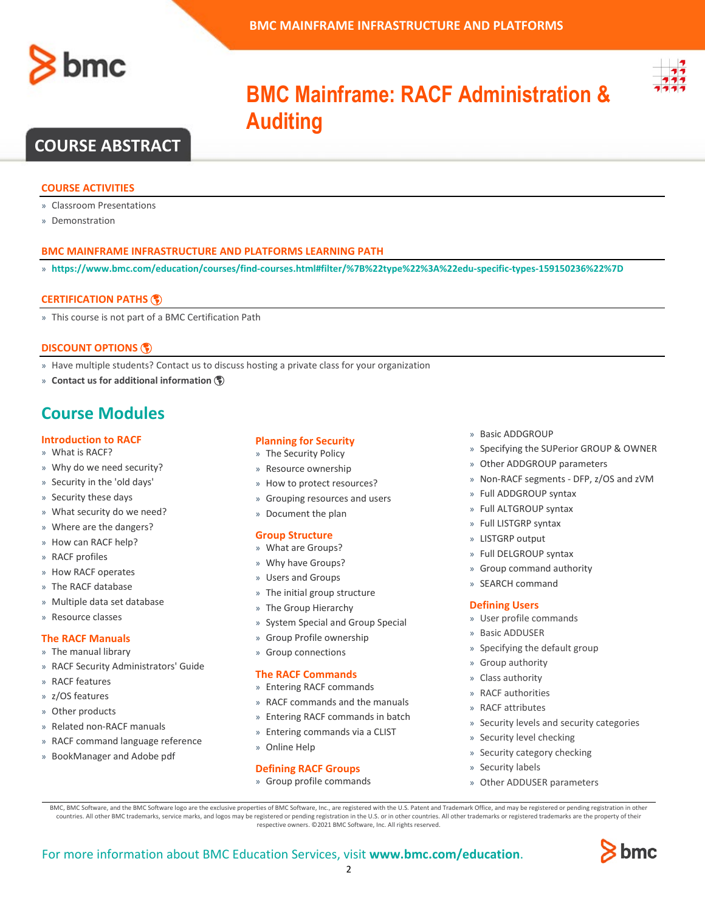# BMC Mainframe: RACF Administration & Auditing

## COURSE ABSTRACT

### COURSE ACTIVITIES

- Classroom Presentations
- Demonstration

### BMC MAINFRAME INFRASTRUCTURE AND PLATFORMS LEARNING PATH

- **https://www.bmc.com/education/courses/find-courses.html#filter/%7B%22type%22%3A%22edu-specific-types-159150236%22%7D**

### CERTIFICATION PATHS

- This course is not part of a BMC Certification Path

### DISCOUNT OPTIONS

- Have multiple students? Contact us to discuss hosting a private class for your organization
- **Contact us for additional information**

## Course Modules

### Introduction to RACF

- What is RACF?
- Why do we need security?
- Security in the 'old days'
- Security these days
- What security do we need?
- Where are the dangers?
- How can RACF help?
- RACF profiles
- How RACF operates
- The RACF database
- Multiple data set database
- Resource classes

### The RACF Manuals

- The manual library
- RACF Security Administrators' Guide
- RACF features
- z/OS features
- Other products
- Related non-RACF manuals
- RACF command language reference
- BookManager and Adobe pdf

### Planning for Security

- The Security Policy
- Resource ownership
- How to protect resources?
- Grouping resources and users
- Document the plan

### Group Structure

- What are Groups?
- Why have Groups?
- Users and Groups
- The initial group structure
- The Group Hierarchy
- System Special and Group Special
- Group Profile ownership
- Group connections

### The RACF Commands

- Entering RACF commands
- RACF commands and the manuals
- Entering RACF commands in batch
- Entering commands via a CLIST
- Online Help

### Defining RACF Groups

- Group profile commands
- Basic ADDGROUP
- Specifying the SUPerior GROUP & OWNER
- Other ADDGROUP parameters
- Non-RACF segments - DFP, z/OS and zVM
- Full ADDGROUP syntax
- Full ALTGROUP syntax
- Full LISTGRP syntax
- LISTGRP output
- Full DELGROUP syntax
- Group command authority
- SEARCH command

### Defining Users

- User profile commands
- Basic ADDUSER
- Specifying the default group
- Group authority
- Class authority
- RACF authorities
- RACF attributes
- Security levels and security categories
- Security level checking
- Security category checking
- Security labels
- Other ADDUSER parameters

BMC, BMC Software, and the BMC Software logo are the exclusive properties of BMC Software, Inc., are registered with the U.S. Patent and Trademark Office, and may be registered or pending registration in other countries. All other BMC trademarks, service marks, and logos may be registered or pending registration in the U.S. or in other countries. All other trademarks or registered trademarks are the property of their respective owners. ©2021 BMC Software, Inc. All rights reserved.

For more information about BMC Education Services, visit **www.bmc.com/education**.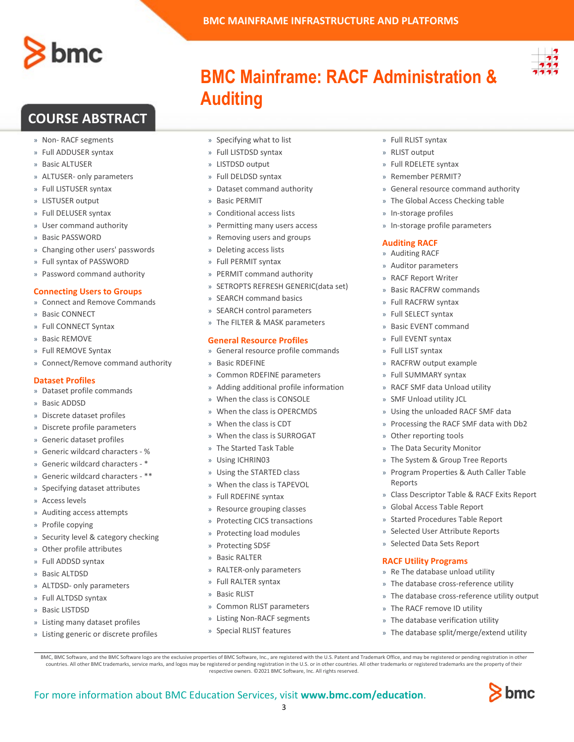# BMC Mainframe: RACF Administration & Auditing

## COURSE ABSTRACT

- Non- RACF segments
- Full ADDUSER syntax
- Basic ALTUSER
- ALTUSER- only parameters
- Full LISTUSER syntax
- LISTUSER output
- Full DELUSER syntax
- User command authority
- Basic PASSWORD
- Changing other users' passwords
- Full syntax of PASSWORD
- Password command authority

### Connecting Users to Groups

- Connect and Remove Commands
- Basic CONNECT
- Full CONNECT Syntax
- Basic REMOVE
- Full REMOVE Syntax
- Connect/Remove command authority

### Dataset Profiles

- Dataset profile commands
- Basic ADDSD
- Discrete dataset profiles
- Discrete profile parameters
- Generic dataset profiles
- Generic wildcard characters - %
- Generic wildcard characters - *
- Generic wildcard characters - **
- Specifying dataset attributes
- Access levels
- Auditing access attempts
- Profile copying
- Security level & category checking
- Other profile attributes
- Full ADDSD syntax
- Basic ALTDSD
- ALTDSD- only parameters
- Full ALTDSD syntax
- Basic LISTDSD
- Listing many dataset profiles
- Listing generic or discrete profiles
- Specifying what to list
- Full LISTDSD syntax
- LISTDSD output
- Full DELDSD syntax
- Dataset command authority
- Basic PERMIT
- Conditional access lists
- Permitting many users access
- Removing users and groups
- Deleting access lists
- Full PERMIT syntax
- PERMIT command authority
- SETROPTS REFRESH GENERIC(data set)
- SEARCH command basics
- SEARCH control parameters
- The FILTER & MASK parameters

### General Resource Profiles

- General resource profile commands
- Basic RDEFINE
- Common RDEFINE parameters
- Adding additional profile information
- When the class is CONSOLE
- When the class is OPERCMDS
- When the class is CDT
- When the class is SURROGAT
- The Started Task Table
- Using ICHRIN03
- Using the STARTED class
- When the class is TAPEVOL
- Full RDEFINE syntax
- Resource grouping classes
- Protecting CICS transactions
- Protecting load modules
- Protecting SDSF
- Basic RALTER
- RALTER-only parameters
- Full RALTER syntax
- Basic RLIST
- Common RLIST parameters
- Listing Non-RACF segments
- Special RLIST features
- Full RLIST syntax
- RLIST output
- Full RDELETE syntax
- Remember PERMIT?
- General resource command authority
- The Global Access Checking table
- In-storage profiles
- In-storage profile parameters

### Auditing RACF

- Auditing RACF
- Auditor parameters
- RACF Report Writer
- Basic RACFRW commands
- Full RACFRW syntax
- Full SELECT syntax
- Basic EVENT command
- Full EVENT syntax
- Full LIST syntax
- RACFRW output example
- Full SUMMARY syntax
- RACF SMF data Unload utility
- SMF Unload utility JCL
- Using the unloaded RACF SMF data
- Processing the RACF SMF data with Db2
- Other reporting tools
- The Data Security Monitor
- The System & Group Tree Reports
- Program Properties & Auth Caller Table Reports
- Class Descriptor Table & RACF Exits Report
- Global Access Table Report
- Started Procedures Table Report
- Selected User Attribute Reports
- Selected Data Sets Report

### RACF Utility Programs

- Re The database unload utility
- The database cross-reference utility
- The database cross-reference utility output
- The RACF remove ID utility
- The database verification utility
- The database split/merge/extend utility

BMC, BMC Software, and the BMC Software logo are the exclusive properties of BMC Software, Inc., are registered with the U.S. Patent and Trademark Office, and may be registered or pending registration in other countries. All other BMC trademarks, service marks, and logos may be registered or pending registration in the U.S. or in other countries. All other trademarks or registered trademarks are the property of their respective owners. ©2021 BMC Software, Inc. All rights reserved.

For more information about BMC Education Services, visit **www.bmc.com/education**.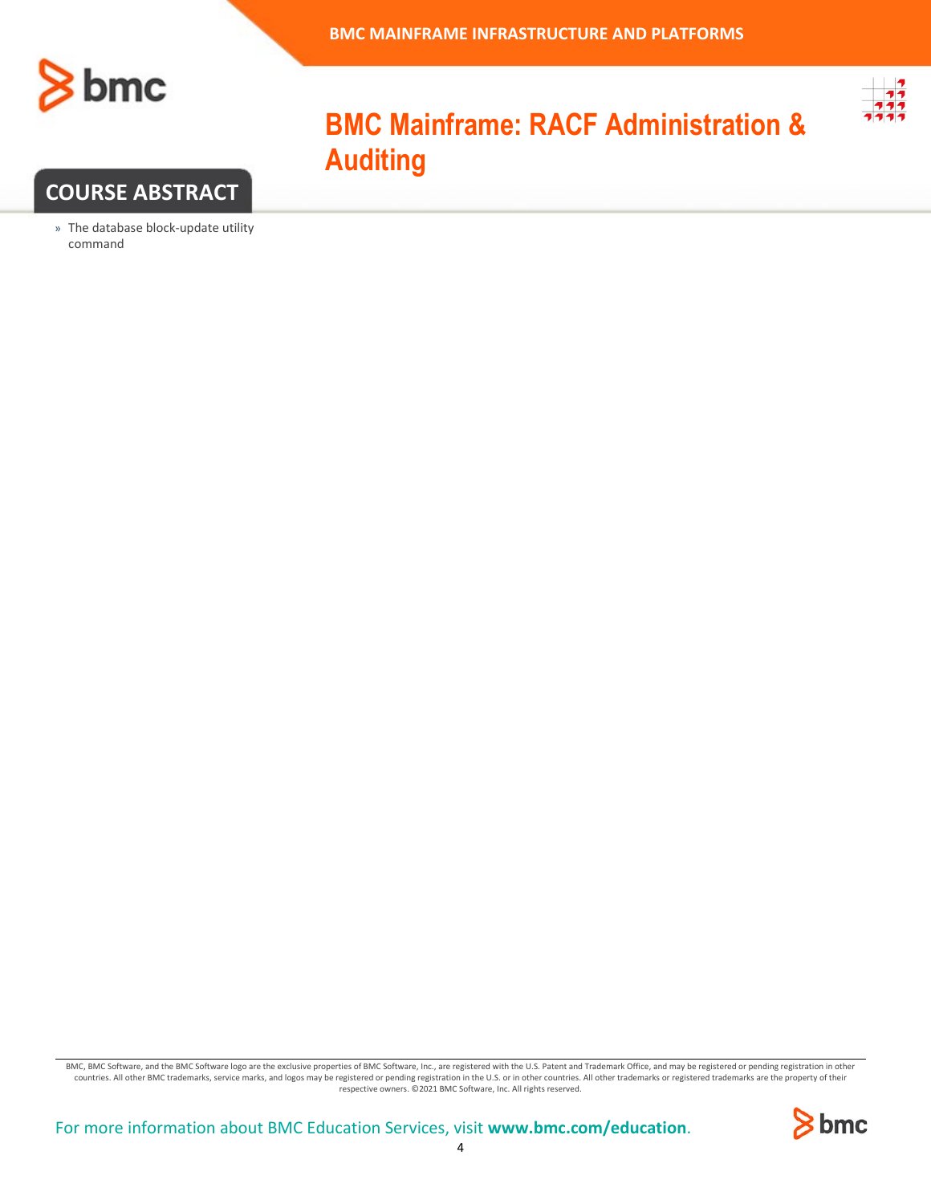# BMC Mainframe: RACF Administration & Auditing

## COURSE ABSTRACT

- The database block-update utility command

BMC, BMC Software, and the BMC Software logo are the exclusive properties of BMC Software, Inc., are registered with the U.S. Patent and Trademark Office, and may be registered or pending registration in other countries. All other BMC trademarks, service marks, and logos may be registered or pending registration in the U.S. or in other countries. All other trademarks or registered trademarks are the property of their respective owners. ©2021 BMC Software, Inc. All rights reserved.

For more information about BMC Education Services, visit **www.bmc.com/education**.